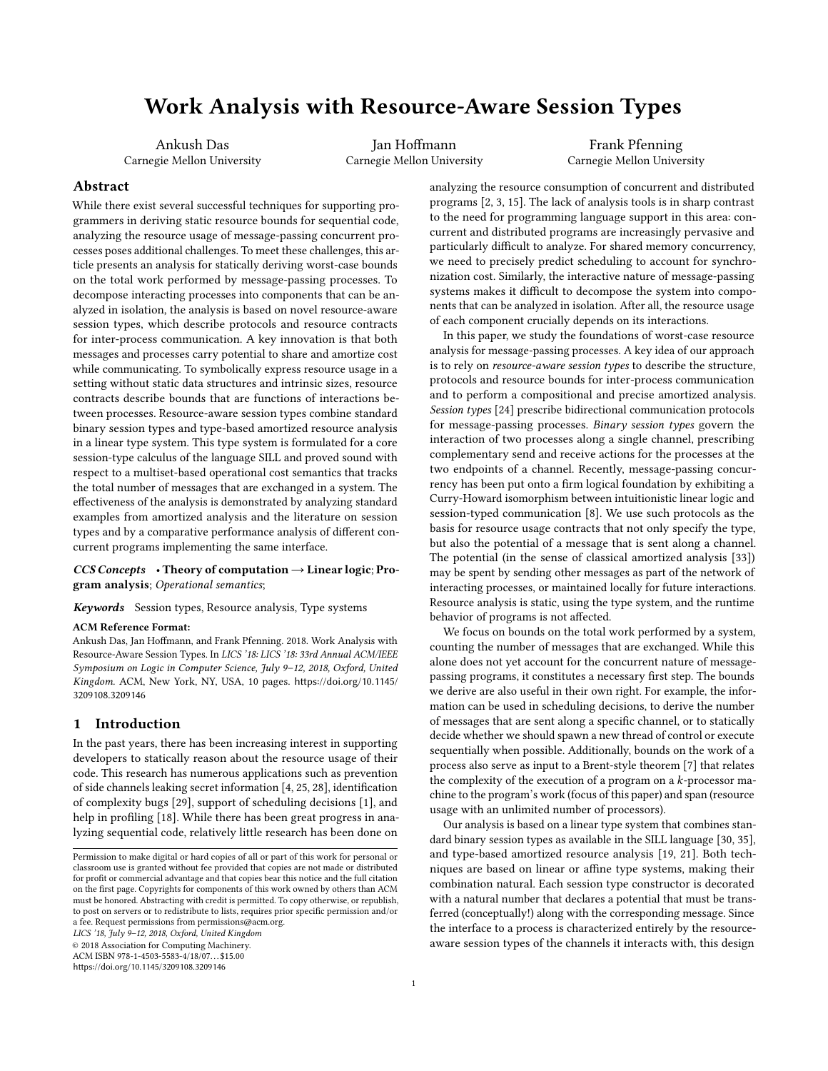# Work Analysis with Resource-Aware Session Types

Ankush Das
Carnegie Mellon University

Jan Hoffmann
Carnegie Mellon University

Frank Pfenning
Carnegie Mellon University

## Abstract

While there exist several successful techniques for supporting programmers in deriving static resource bounds for sequential code, analyzing the resource usage of message-passing concurrent processes poses additional challenges. To meet these challenges, this article presents an analysis for statically deriving worst-case bounds on the total work performed by message-passing processes. To decompose interacting processes into components that can be analyzed in isolation, the analysis is based on novel resource-aware session types, which describe protocols and resource contracts for inter-process communication. A key innovation is that both messages and processes carry potential to share and amortize cost while communicating. To symbolically express resource usage in a setting without static data structures and intrinsic sizes, resource contracts describe bounds that are functions of interactions between processes. Resource-aware session types combine standard binary session types and type-based amortized resource analysis in a linear type system. This type system is formulated for a core session-type calculus of the language SILL and proved sound with respect to a multiset-based operational cost semantics that tracks the total number of messages that are exchanged in a system. The effectiveness of the analysis is demonstrated by analyzing standard examples from amortized analysis and the literature on session types and by a comparative performance analysis of different concurrent programs implementing the same interface.

***CCS Concepts*** • **Theory of computation → Linear logic**; **Program analysis**; *Operational semantics*;

***Keywords*** Session types, Resource analysis, Type systems

**ACM Reference Format:**
Ankush Das, Jan Hoffmann, and Frank Pfenning. 2018. Work Analysis with Resource-Aware Session Types. In *LICS '18: LICS '18: 33rd Annual ACM/IEEE Symposium on Logic in Computer Science, July 9–12, 2018, Oxford, United Kingdom.* ACM, New York, NY, USA, 10 pages. https://doi.org/10.1145/3209108.3209146

## 1 Introduction

In the past years, there has been increasing interest in supporting developers to statically reason about the resource usage of their code. This research has numerous applications such as prevention of side channels leaking secret information [4, 25, 28], identification of complexity bugs [29], support of scheduling decisions [1], and help in profiling [18]. While there has been great progress in analyzing sequential code, relatively little research has been done on analyzing the resource consumption of concurrent and distributed programs [2, 3, 15]. The lack of analysis tools is in sharp contrast to the need for programming language support in this area: concurrent and distributed programs are increasingly pervasive and particularly difficult to analyze. For shared memory concurrency, we need to precisely predict scheduling to account for synchronization cost. Similarly, the interactive nature of message-passing systems makes it difficult to decompose the system into components that can be analyzed in isolation. After all, the resource usage of each component crucially depends on its interactions.

In this paper, we study the foundations of worst-case resource analysis for message-passing processes. A key idea of our approach is to rely on *resource-aware session types* to describe the structure, protocols and resource bounds for inter-process communication and to perform a compositional and precise amortized analysis. *Session types* [24] prescribe bidirectional communication protocols for message-passing processes. *Binary session types* govern the interaction of two processes along a single channel, prescribing complementary send and receive actions for the processes at the two endpoints of a channel. Recently, message-passing concurrency has been put onto a firm logical foundation by exhibiting a Curry-Howard isomorphism between intuitionistic linear logic and session-typed communication [8]. We use such protocols as the basis for resource usage contracts that not only specify the type, but also the potential of a message that is sent along a channel. The potential (in the sense of classical amortized analysis [33]) may be spent by sending other messages as part of the network of interacting processes, or maintained locally for future interactions. Resource analysis is static, using the type system, and the runtime behavior of programs is not affected.

We focus on bounds on the total work performed by a system, counting the number of messages that are exchanged. While this alone does not yet account for the concurrent nature of message-passing programs, it constitutes a necessary first step. The bounds we derive are also useful in their own right. For example, the information can be used in scheduling decisions, to derive the number of messages that are sent along a specific channel, or to statically decide whether we should spawn a new thread of control or execute sequentially when possible. Additionally, bounds on the work of a process also serve as input to a Brent-style theorem [7] that relates the complexity of the execution of a program on a $k$-processor machine to the program's work (focus of this paper) and span (resource usage with an unlimited number of processors).

Our analysis is based on a linear type system that combines standard binary session types as available in the SILL language [30, 35], and type-based amortized resource analysis [19, 21]. Both techniques are based on linear or affine type systems, making their combination natural. Each session type constructor is decorated with a natural number that declares a potential that must be transferred (conceptually!) along with the corresponding message. Since the interface to a process is characterized entirely by the resource-aware session types of the channels it interacts with, this design

Permission to make digital or hard copies of all or part of this work for personal or classroom use is granted without fee provided that copies are not made or distributed for profit or commercial advantage and that copies bear this notice and the full citation on the first page. Copyrights for components of this work owned by others than ACM must be honored. Abstracting with credit is permitted. To copy otherwise, or republish, to post on servers or to redistribute to lists, requires prior specific permission and/or a fee. Request permissions from permissions@acm.org.
*LICS '18, July 9–12, 2018, Oxford, United Kingdom*
© 2018 Association for Computing Machinery.
ACM ISBN 978-1-4503-5583-4/18/07…$15.00
https://doi.org/10.1145/3209108.3209146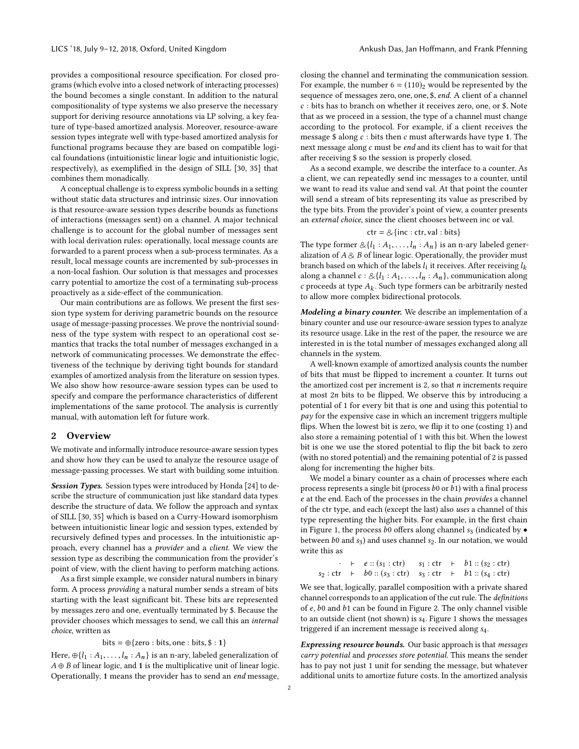provides a compositional resource specification. For closed programs (which evolve into a closed network of interacting processes) the bound becomes a single constant. In addition to the natural compositionality of type systems we also preserve the necessary support for deriving resource annotations via LP solving, a key feature of type-based amortized analysis. Moreover, resource-aware session types integrate well with type-based amortized analysis for functional programs because they are based on compatible logical foundations (intuitionistic linear logic and intuitionistic logic, respectively), as exemplified in the design of SILL [30, 35] that combines them monadically.

A conceptual challenge is to express symbolic bounds in a setting without static data structures and intrinsic sizes. Our innovation is that resource-aware session types describe bounds as functions of interactions (messages sent) on a channel. A major technical challenge is to account for the global number of messages sent with local derivation rules: operationally, local message counts are forwarded to a parent process when a sub-process terminates. As a result, local message counts are incremented by sub-processes in a non-local fashion. Our solution is that messages and processes carry potential to amortize the cost of a terminating sub-process proactively as a side-effect of the communication.

Our main contributions are as follows. We present the first session type system for deriving parametric bounds on the resource usage of message-passing processes. We prove the nontrivial soundness of the type system with respect to an operational cost semantics that tracks the total number of messages exchanged in a network of communicating processes. We demonstrate the effectiveness of the technique by deriving tight bounds for standard examples of amortized analysis from the literature on session types. We also show how resource-aware session types can be used to specify and compare the performance characteristics of different implementations of the same protocol. The analysis is currently manual, with automation left for future work.

## 2 Overview

We motivate and informally introduce resource-aware session types and show how they can be used to analyze the resource usage of message-passing processes. We start with building some intuition.

***Session Types.*** Session types were introduced by Honda [24] to describe the structure of communication just like standard data types describe the structure of data. We follow the approach and syntax of SILL [30, 35] which is based on a Curry-Howard isomorphism between intuitionistic linear logic and session types, extended by recursively defined types and processes. In the intuitionistic approach, every channel has a *provider* and a *client*. We view the session type as describing the communication from the provider's point of view, with the client having to perform matching actions.

As a first simple example, we consider natural numbers in binary form. A process *providing* a natural number sends a stream of bits starting with the least significant bit. These bits are represented by messages zero and one, eventually terminated by \$. Because the provider chooses which messages to send, we call this an *internal choice*, written as

$$\mathsf{bits} = \oplus\{\mathsf{zero} : \mathsf{bits}, \mathsf{one} : \mathsf{bits}, \$ : \mathbf{1}\}$$

Here, $\oplus\{l_1 : A_1, \ldots, l_n : A_n\}$ is an n-ary, labeled generalization of $A \oplus B$ of linear logic, and $\mathbf{1}$ is the multiplicative unit of linear logic. Operationally, $\mathbf{1}$ means the provider has to send an *end* message, closing the channel and terminating the communication session. For example, the number $6 = (110)_2$ would be represented by the sequence of messages zero, one, one, \$, *end*. A client of a channel $c$ : bits has to branch on whether it receives zero, one, or \$. Note that as we proceed in a session, the type of a channel must change according to the protocol. For example, if a client receives the message \$ along $c$ : bits then $c$ must afterwards have type $\mathbf{1}$. The next message along $c$ must be *end* and its client has to wait for that after receiving \$ so the session is properly closed.

As a second example, we describe the interface to a counter. As a client, we can repeatedly send inc messages to a counter, until we want to read its value and send val. At that point the counter will send a stream of bits representing its value as prescribed by the type bits. From the provider's point of view, a counter presents an *external choice*, since the client chooses between inc or val.

$$\mathsf{ctr} = \&\{\mathsf{inc} : \mathsf{ctr}, \mathsf{val} : \mathsf{bits}\}$$

The type former $\&\{l_1 : A_1, \ldots, l_n : A_n\}$ is an n-ary labeled generalization of $A \& B$ of linear logic. Operationally, the provider must branch based on which of the labels $l_i$ it receives. After receiving $l_k$ along a channel $c : \&\{l_1 : A_1, \ldots, l_n : A_n\}$, communication along $c$ proceeds at type $A_k$. Such type formers can be arbitrarily nested to allow more complex bidirectional protocols.

***Modeling a binary counter.*** We describe an implementation of a binary counter and use our resource-aware session types to analyze its resource usage. Like in the rest of the paper, the resource we are interested in is the total number of messages exchanged along all channels in the system.

A well-known example of amortized analysis counts the number of bits that must be flipped to increment a counter. It turns out the amortized cost per increment is 2, so that $n$ increments require at most $2n$ bits to be flipped. We observe this by introducing a potential of 1 for every bit that is one and using this potential to *pay* for the expensive case in which an increment triggers multiple flips. When the lowest bit is zero, we flip it to one (costing 1) and also store a remaining potential of 1 with this bit. When the lowest bit is one we use the stored potential to flip the bit back to zero (with no stored potential) and the remaining potential of 2 is passed along for incrementing the higher bits.

We model a binary counter as a chain of processes where each process represents a single bit (process $b0$ or $b1$) with a final process $e$ at the end. Each of the processes in the chain *provides* a channel of the ctr type, and each (except the last) also *uses* a channel of this type representing the higher bits. For example, in the first chain in Figure 1, the process $b0$ offers along channel $s_3$ (indicated by $\bullet$ between $b0$ and $s_3$) and uses channel $s_2$. In our notation, we would write this as

$$\begin{array}{llll} \cdot \ \vdash \ e :: (s_1 : \mathsf{ctr}) & & s_1 : \mathsf{ctr} \ \vdash \ b1 :: (s_2 : \mathsf{ctr}) \\ s_2 : \mathsf{ctr} \ \vdash \ b0 :: (s_3 : \mathsf{ctr}) & & s_3 : \mathsf{ctr} \ \vdash \ b1 :: (s_4 : \mathsf{ctr}) \end{array}$$

We see that, logically, parallel composition with a private shared channel corresponds to an application of the cut rule. The *definitions* of $e$, $b0$ and $b1$ can be found in Figure 2. The only channel visible to an outside client (not shown) is $s_4$. Figure 1 shows the messages triggered if an increment message is received along $s_4$.

***Expressing resource bounds.*** Our basic approach is that *messages carry potential* and *processes store potential*. This means the sender has to pay not just 1 unit for sending the message, but whatever additional units to amortize future costs. In the amortized analysis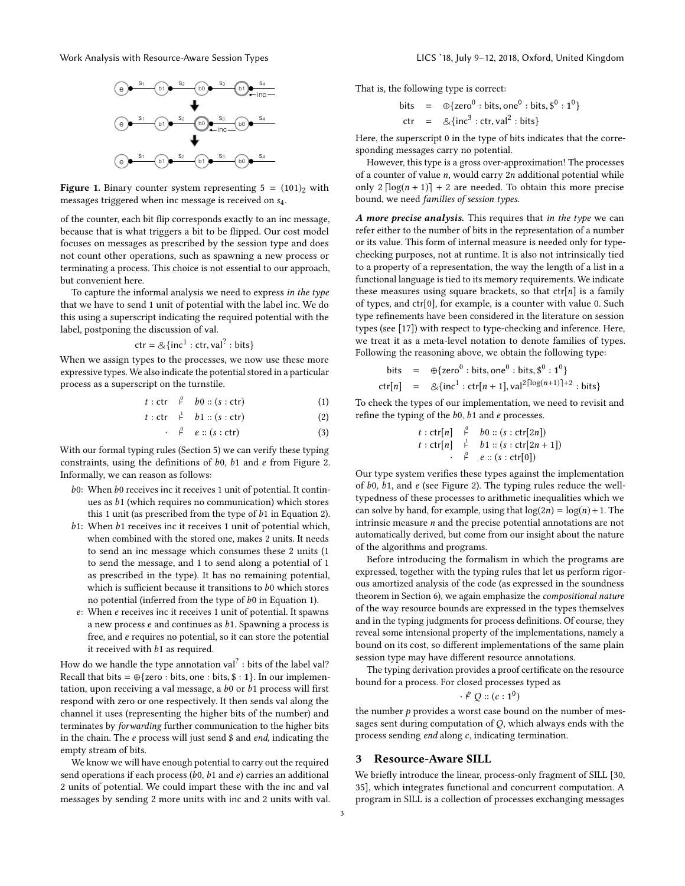**Figure 1.** Binary counter system representing $5 = (101)_2$ with messages triggered when inc message is received on $s_4$.

of the counter, each bit flip corresponds exactly to an inc message, because that is what triggers a bit to be flipped. Our cost model focuses on messages as prescribed by the session type and does not count other operations, such as spawning a new process or terminating a process. This choice is not essential to our approach, but convenient here.

To capture the informal analysis we need to express *in the type* that we have to send 1 unit of potential with the label inc. We do this using a superscript indicating the required potential with the label, postponing the discussion of val.

$$\mathsf{ctr} = \&\{\mathsf{inc}^1 : \mathsf{ctr}, \mathsf{val}^? : \mathsf{bits}\}$$

When we assign types to the processes, we now use these more expressive types. We also indicate the potential stored in a particular process as a superscript on the turnstile.

$$t : \mathsf{ctr} \ \vdash^0 \ b0 :: (s : \mathsf{ctr}) \quad (1)$$

$$t : \mathsf{ctr} \ \vdash^1 \ b1 :: (s : \mathsf{ctr}) \quad (2)$$

$$\cdot \ \vdash^0 \ e :: (s : \mathsf{ctr}) \quad (3)$$

With our formal typing rules (Section 5) we can verify these typing constraints, using the definitions of $b0$, $b1$ and $e$ from Figure 2. Informally, we can reason as follows:

- $b0$: When $b0$ receives inc it receives 1 unit of potential. It continues as $b1$ (which requires no communication) which stores this 1 unit (as prescribed from the type of $b1$ in Equation 2).
- $b1$: When $b1$ receives inc it receives 1 unit of potential which, when combined with the stored one, makes 2 units. It needs to send an inc message which consumes these 2 units (1 to send the message, and 1 to send along a potential of 1 as prescribed in the type). It has no remaining potential, which is sufficient because it transitions to $b0$ which stores no potential (inferred from the type of $b0$ in Equation 1).
- $e$: When $e$ receives inc it receives 1 unit of potential. It spawns a new process $e$ and continues as $b1$. Spawning a process is free, and $e$ requires no potential, so it can store the potential it received with $b1$ as required.

How do we handle the type annotation $\mathsf{val}^? : \mathsf{bits}$ of the label val? Recall that $\mathsf{bits} = \oplus\{\mathsf{zero} : \mathsf{bits}, \mathsf{one} : \mathsf{bits}, \$ : \mathbf{1}\}$. In our implementation, upon receiving a val message, a $b0$ or $b1$ process will first respond with zero or one respectively. It then sends val along the channel it uses (representing the higher bits of the number) and terminates by *forwarding* further communication to the higher bits in the chain. The $e$ process will just send \$ and *end*, indicating the empty stream of bits.

We know we will have enough potential to carry out the required send operations if each process ($b0$, $b1$ and $e$) carries an additional 2 units of potential. We could impart these with the inc and val messages by sending 2 more units with inc and 2 units with val. That is, the following type is correct:

$$\mathsf{bits} \ = \ \oplus\{\mathsf{zero}^0 : \mathsf{bits}, \mathsf{one}^0 : \mathsf{bits}, \$^0 : \mathbf{1}^0\}$$

$$\mathsf{ctr} \ = \ \&\{\mathsf{inc}^3 : \mathsf{ctr}, \mathsf{val}^2 : \mathsf{bits}\}$$

Here, the superscript 0 in the type of bits indicates that the corresponding messages carry no potential.

However, this type is a gross over-approximation! The processes of a counter of value $n$, would carry $2n$ additional potential while only $2\lceil\log(n+1)\rceil + 2$ are needed. To obtain this more precise bound, we need *families of session types*.

***A more precise analysis.*** This requires that *in the type* we can refer either to the number of bits in the representation of a number or its value. This form of internal measure is needed only for type-checking purposes, not at runtime. It is also not intrinsically tied to a property of a representation, the way the length of a list in a functional language is tied to its memory requirements. We indicate these measures using square brackets, so that $\mathsf{ctr}[n]$ is a family of types, and $\mathsf{ctr}[0]$, for example, is a counter with value 0. Such type refinements have been considered in the literature on session types (see [17]) with respect to type-checking and inference. Here, we treat it as a meta-level notation to denote families of types. Following the reasoning above, we obtain the following type:

$$\mathsf{bits} \ = \ \oplus\{\mathsf{zero}^0 : \mathsf{bits}, \mathsf{one}^0 : \mathsf{bits}, \$^0 : \mathbf{1}^0\}$$

$$\mathsf{ctr}[n] \ = \ \&\{\mathsf{inc}^1 : \mathsf{ctr}[n+1], \mathsf{val}^{2\lceil\log(n+1)\rceil+2} : \mathsf{bits}\}$$

To check the types of our implementation, we need to revisit and refine the typing of the $b0$, $b1$ and $e$ processes.

$$t : \mathsf{ctr}[n] \ \vdash^0 \ b0 :: (s : \mathsf{ctr}[2n])$$

$$t : \mathsf{ctr}[n] \ \vdash^1 \ b1 :: (s : \mathsf{ctr}[2n+1])$$

$$\cdot \ \vdash^0 \ e :: (s : \mathsf{ctr}[0])$$

Our type system verifies these types against the implementation of $b0$, $b1$, and $e$ (see Figure 2). The typing rules reduce the well-typedness of these processes to arithmetic inequalities which we can solve by hand, for example, using that $\log(2n) = \log(n) + 1$. The intrinsic measure $n$ and the precise potential annotations are not automatically derived, but come from our insight about the nature of the algorithms and programs.

Before introducing the formalism in which the programs are expressed, together with the typing rules that let us perform rigorous amortized analysis of the code (as expressed in the soundness theorem in Section 6), we again emphasize the *compositional nature* of the way resource bounds are expressed in the types themselves and in the typing judgments for process definitions. Of course, they reveal some intensional property of the implementations, namely a bound on its cost, so different implementations of the same plain session type may have different resource annotations.

The typing derivation provides a proof certificate on the resource bound for a process. For closed processes typed as

$$\cdot \vdash^p Q :: (c : \mathbf{1}^0)$$

the number $p$ provides a worst case bound on the number of messages sent during computation of $Q$, which always ends with the process sending *end* along $c$, indicating termination.

## 3 Resource-Aware SILL

We briefly introduce the linear, process-only fragment of SILL [30, 35], which integrates functional and concurrent computation. A program in SILL is a collection of processes exchanging messages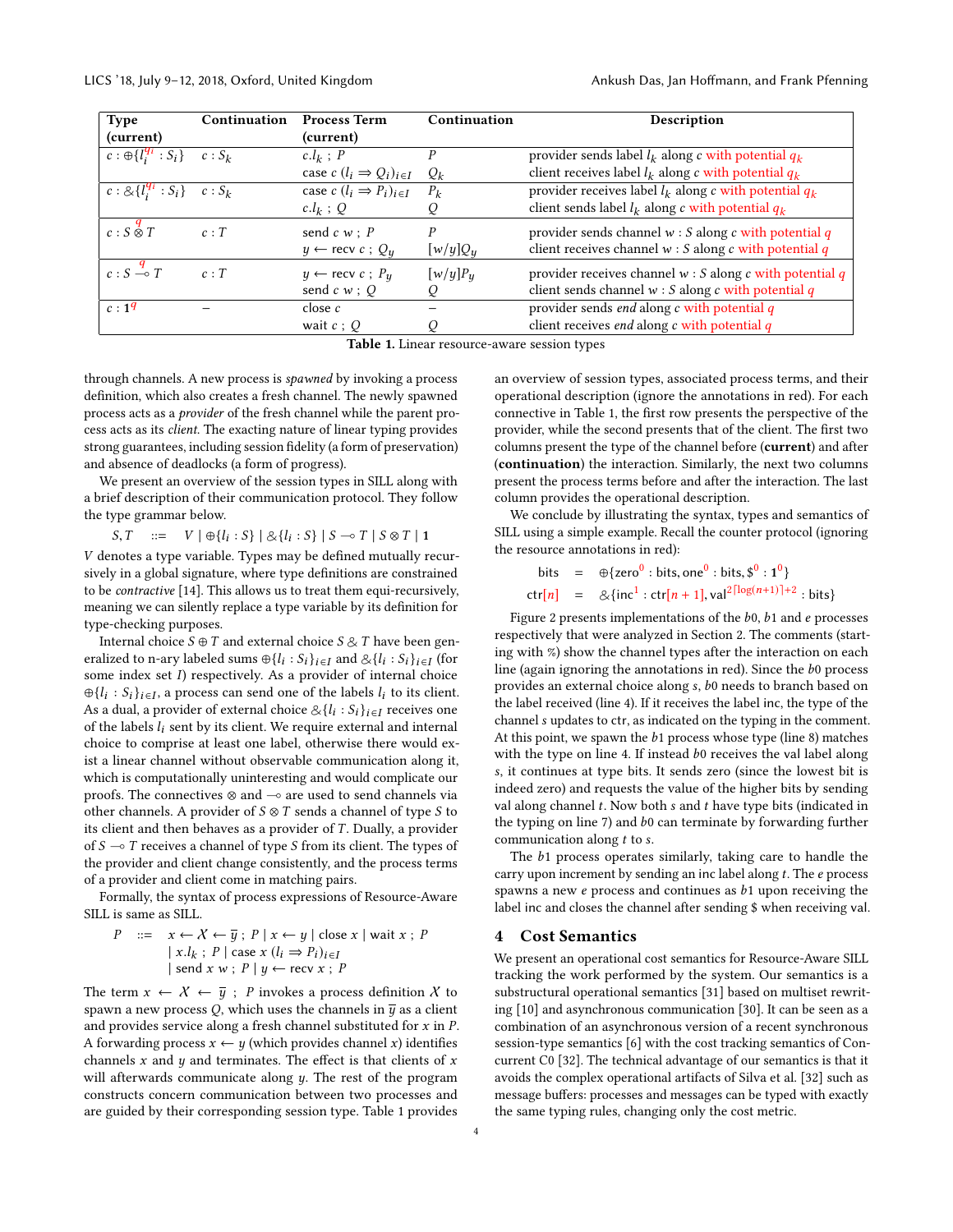| Type (current) | Continuation | Process Term (current) | Continuation | Description |
|---|---|---|---|---|
| $c : \oplus\{l_i^{q_i} : S_i\}$ | $c : S_k$ | $c.l_k \; ; \; P$ | $P$ | provider sends label $l_k$ along $c$ with potential $q_k$ |
| | | $\text{case } c \; (l_i \Rightarrow Q_i)_{i \in I}$ | $Q_k$ | client receives label $l_k$ along $c$ with potential $q_k$ |
| $c : \&\{l_i^{q_i} : S_i\}$ | $c : S_k$ | $\text{case } c \; (l_i \Rightarrow P_i)_{i \in I}$ | $P_k$ | provider receives label $l_k$ along $c$ with potential $q_k$ |
| | | $c.l_k \; ; \; Q$ | $Q$ | client sends label $l_k$ along $c$ with potential $q_k$ |
| $c : S \overset{q}{\otimes} T$ | $c : T$ | $\text{send } c \; w \; ; \; P$ | $P$ | provider sends channel $w : S$ along $c$ with potential $q$ |
| | | $y \leftarrow \text{recv } c \; ; \; Q_y$ | $[w/y]Q_y$ | client receives channel $w : S$ along $c$ with potential $q$ |
| $c : S \overset{q}{\multimap} T$ | $c : T$ | $y \leftarrow \text{recv } c \; ; \; P_y$ | $[w/y]P_y$ | provider receives channel $w : S$ along $c$ with potential $q$ |
| | | $\text{send } c \; w \; ; \; Q$ | $Q$ | client sends channel $w : S$ along $c$ with potential $q$ |
| $c : \mathbf{1}^q$ | – | $\text{close } c$ | – | provider sends *end* along $c$ with potential $q$ |
| | | $\text{wait } c \; ; \; Q$ | $Q$ | client receives *end* along $c$ with potential $q$ |

**Table 1.** Linear resource-aware session types

through channels. A new process is *spawned* by invoking a process definition, which also creates a fresh channel. The newly spawned process acts as a *provider* of the fresh channel while the parent process acts as its *client*. The exacting nature of linear typing provides strong guarantees, including session fidelity (a form of preservation) and absence of deadlocks (a form of progress).

We present an overview of the session types in SILL along with a brief description of their communication protocol. They follow the type grammar below.

$$S, T \quad ::= \quad V \mid \oplus\{l_i : S\} \mid \&\{l_i : S\} \mid S \multimap T \mid S \otimes T \mid \mathbf{1}$$

$V$ denotes a type variable. Types may be defined mutually recursively in a global signature, where type definitions are constrained to be *contractive* [14]. This allows us to treat them equi-recursively, meaning we can silently replace a type variable by its definition for type-checking purposes.

Internal choice $S \oplus T$ and external choice $S \& T$ have been generalized to n-ary labeled sums $\oplus\{l_i : S_i\}_{i \in I}$ and $\&\{l_i : S_i\}_{i \in I}$ (for some index set $I$) respectively. As a provider of internal choice $\oplus\{l_i : S_i\}_{i \in I}$, a process can send one of the labels $l_i$ to its client. As a dual, a provider of external choice $\&\{l_i : S_i\}_{i \in I}$ receives one of the labels $l_i$ sent by its client. We require external and internal choice to comprise at least one label, otherwise there would exist a linear channel without observable communication along it, which is computationally uninteresting and would complicate our proofs. The connectives $\otimes$ and $\multimap$ are used to send channels via other channels. A provider of $S \otimes T$ sends a channel of type $S$ to its client and then behaves as a provider of $T$. Dually, a provider of $S \multimap T$ receives a channel of type $S$ from its client. The types of the provider and client change consistently, and the process terms of a provider and client come in matching pairs.

Formally, the syntax of process expressions of Resource-Aware SILL is same as SILL.

$$\begin{aligned} P \quad ::= \quad & x \leftarrow X \leftarrow \overline{y} \; ; \; P \mid x \leftarrow y \mid \text{close } x \mid \text{wait } x \; ; \; P \\ & \mid x.l_k \; ; \; P \mid \text{case } x \; (l_i \Rightarrow P_i)_{i \in I} \\ & \mid \text{send } x \; w \; ; \; P \mid y \leftarrow \text{recv } x \; ; \; P \end{aligned}$$

The term $x \leftarrow X \leftarrow \overline{y} \; ; \; P$ invokes a process definition $X$ to spawn a new process $Q$, which uses the channels in $\overline{y}$ as a client and provides service along a fresh channel substituted for $x$ in $P$. A forwarding process $x \leftarrow y$ (which provides channel $x$) identifies channels $x$ and $y$ and terminates. The effect is that clients of $x$ will afterwards communicate along $y$. The rest of the program constructs concern communication between two processes and are guided by their corresponding session type. Table 1 provides an overview of session types, associated process terms, and their operational description (ignore the annotations in red). For each connective in Table 1, the first row presents the perspective of the provider, while the second presents that of the client. The first two columns present the type of the channel before (**current**) and after (**continuation**) the interaction. Similarly, the next two columns present the process terms before and after the interaction. The last column provides the operational description.

We conclude by illustrating the syntax, types and semantics of SILL using a simple example. Recall the counter protocol (ignoring the resource annotations in red):

$$\begin{aligned} \text{bits} \quad &= \quad \oplus\{\text{zero}^0 : \text{bits}, \text{one}^0 : \text{bits}, \$^0 : \mathbf{1}^0\} \\ \text{ctr}[n] \quad &= \quad \&\{\text{inc}^1 : \text{ctr}[n+1], \text{val}^{2\lceil \log(n+1) \rceil + 2} : \text{bits}\} \end{aligned}$$

Figure 2 presents implementations of the $b0$, $b1$ and $e$ processes respectively that were analyzed in Section 2. The comments (starting with %) show the channel types after the interaction on each line (again ignoring the annotations in red). Since the $b0$ process provides an external choice along $s$, $b0$ needs to branch based on the label received (line 4). If it receives the label inc, the type of the channel $s$ updates to ctr, as indicated on the typing in the comment. At this point, we spawn the $b1$ process whose type (line 8) matches with the type on line 4. If instead $b0$ receives the val label along $s$, it continues at type bits. It sends zero (since the lowest bit is indeed zero) and requests the value of the higher bits by sending val along channel $t$. Now both $s$ and $t$ have type bits (indicated in the typing on line 7) and $b0$ can terminate by forwarding further communication along $t$ to $s$.

The $b1$ process operates similarly, taking care to handle the carry upon increment by sending an inc label along $t$. The $e$ process spawns a new $e$ process and continues as $b1$ upon receiving the label inc and closes the channel after sending \$ when receiving val.

## 4 Cost Semantics

We present an operational cost semantics for Resource-Aware SILL tracking the work performed by the system. Our semantics is a substructural operational semantics [31] based on multiset rewriting [10] and asynchronous communication [30]. It can be seen as a combination of an asynchronous version of a recent synchronous session-type semantics [6] with the cost tracking semantics of Concurrent C0 [32]. The technical advantage of our semantics is that it avoids the complex operational artifacts of Silva et al. [32] such as message buffers: processes and messages can be typed with exactly the same typing rules, changing only the cost metric.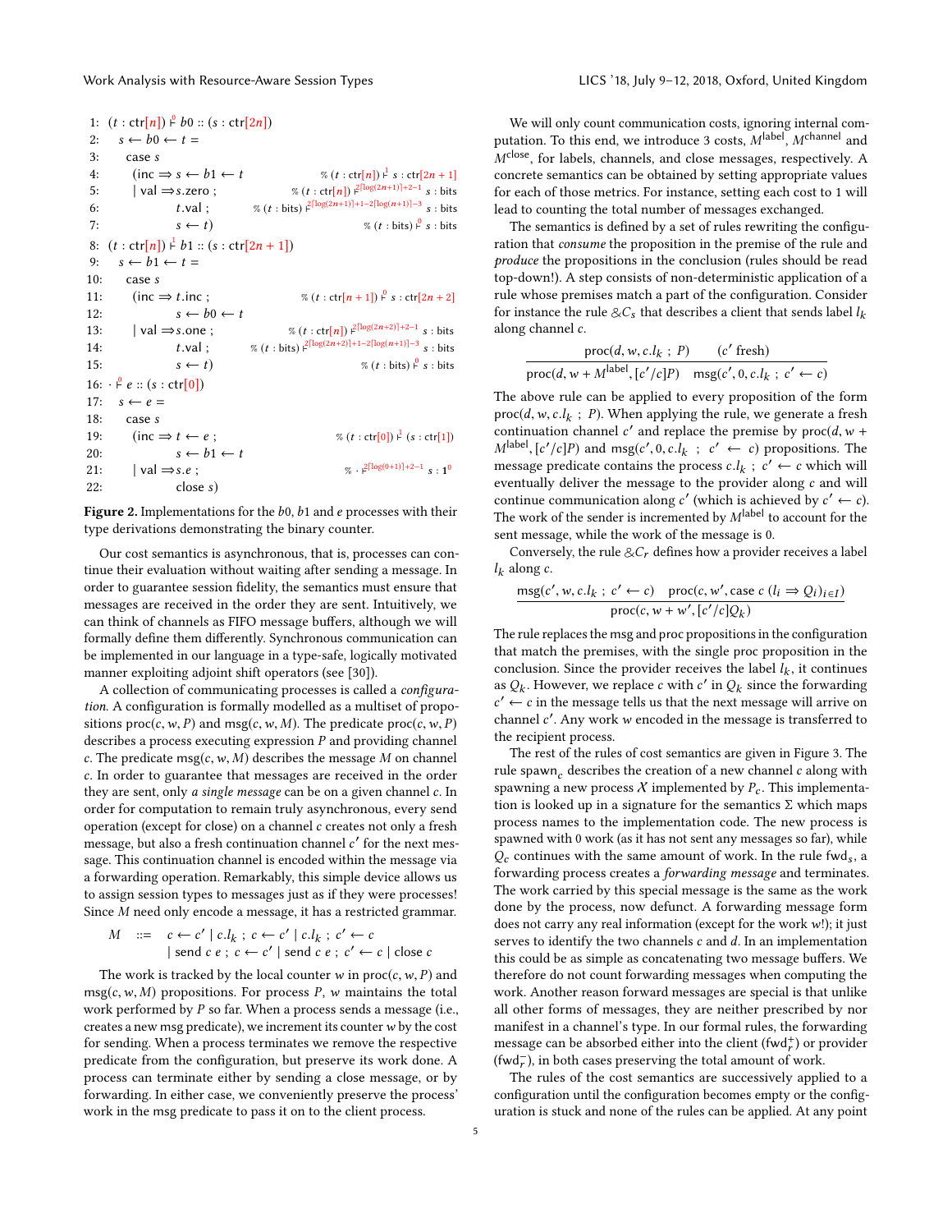```
1:  (t : ctr[n]) ⊢^0 b0 :: (s : ctr[2n])
2:    s ← b0 ← t =
3:      case s
4:        (inc ⇒ s ← b1 ← t                       % (t : ctr[n]) ⊢^1 s : ctr[2n + 1]
5:        | val ⇒ s.zero ;                        % (t : ctr[n]) ⊢^{2⌈log(2n+1)⌉+2−1} s : bits
6:              t.val ;          % (t : bits) ⊢^{2⌈log(2n+1)⌉+1−2⌈log(n+1)⌉−3} s : bits
7:              s ← t)                            % (t : bits) ⊢^0 s : bits
8:  (t : ctr[n]) ⊢^1 b1 :: (s : ctr[2n + 1])
9:    s ← b1 ← t =
10:     case s
11:       (inc ⇒ t.inc ;                         % (t : ctr[n + 1]) ⊢^0 s : ctr[2n + 2]
12:             s ← b0 ← t
13:       | val ⇒ s.one ;                        % (t : ctr[n]) ⊢^{2⌈log(2n+2)⌉+2−1} s : bits
14:             t.val ;          % (t : bits) ⊢^{2⌈log(2n+2)⌉+1−2⌈log(n+1)⌉−3} s : bits
15:             s ← t)                           % (t : bits) ⊢^0 s : bits
16: · ⊢^0 e :: (s : ctr[0])
17:   s ← e =
18:     case s
19:       (inc ⇒ t ← e ;                         % (t : ctr[0]) ⊢^1 (s : ctr[1])
20:             s ← b1 ← t
21:       | val ⇒ s.e ;                          % · ⊢^{2⌈log(0+1)⌉+2−1} s : 1^0
22:             close s)
```

**Figure 2.** Implementations for the $b0$, $b1$ and $e$ processes with their type derivations demonstrating the binary counter.

Our cost semantics is asynchronous, that is, processes can continue their evaluation without waiting after sending a message. In order to guarantee session fidelity, the semantics must ensure that messages are received in the order they are sent. Intuitively, we can think of channels as FIFO message buffers, although we will formally define them differently. Synchronous communication can be implemented in our language in a type-safe, logically motivated manner exploiting adjoint shift operators (see [30]).

A collection of communicating processes is called a *configuration*. A configuration is formally modelled as a multiset of propositions $\mathsf{proc}(c, w, P)$ and $\mathsf{msg}(c, w, M)$. The predicate $\mathsf{proc}(c, w, P)$ describes a process executing expression $P$ and providing channel $c$. The predicate $\mathsf{msg}(c, w, M)$ describes the message $M$ on channel $c$. In order to guarantee that messages are received in the order they are sent, only *a single message* can be on a given channel $c$. In order for computation to remain truly asynchronous, every send operation (except for close) on a channel $c$ creates not only a fresh message, but also a fresh continuation channel $c'$ for the next message. This continuation channel is encoded within the message via a forwarding operation. Remarkably, this simple device allows us to assign session types to messages just as if they were processes! Since $M$ need only encode a message, it has a restricted grammar.

$$M \quad ::= \quad c \leftarrow c' \mid c.l_k \; ; \; c \leftarrow c' \mid c.l_k \; ; \; c' \leftarrow c \mid \mathsf{send}\; c\; e \; ; \; c \leftarrow c' \mid \mathsf{send}\; c\; e \; ; \; c' \leftarrow c \mid \mathsf{close}\; c$$

The work is tracked by the local counter $w$ in $\mathsf{proc}(c, w, P)$ and $\mathsf{msg}(c, w, M)$ propositions. For process $P$, $w$ maintains the total work performed by $P$ so far. When a process sends a message (i.e., creates a new msg predicate), we increment its counter $w$ by the cost for sending. When a process terminates we remove the respective predicate from the configuration, but preserve its work done. A process can terminate either by sending a close message, or by forwarding. In either case, we conveniently preserve the process' work in the msg predicate to pass it on to the client process.

We will only count communication costs, ignoring internal computation. To this end, we introduce 3 costs, $M^{\mathsf{label}}$, $M^{\mathsf{channel}}$ and $M^{\mathsf{close}}$, for labels, channels, and close messages, respectively. A concrete semantics can be obtained by setting appropriate values for each of those metrics. For instance, setting each cost to 1 will lead to counting the total number of messages exchanged.

The semantics is defined by a set of rules rewriting the configuration that *consume* the proposition in the premise of the rule and *produce* the propositions in the conclusion (rules should be read top-down!). A step consists of non-deterministic application of a rule whose premises match a part of the configuration. Consider for instance the rule $\&C_s$ that describes a client that sends label $l_k$ along channel $c$.

$$\frac{\mathsf{proc}(d, w, c.l_k \; ; \; P) \qquad (c' \text{ fresh})}{\mathsf{proc}(d, w + M^{\mathsf{label}}, [c'/c]P) \quad \mathsf{msg}(c', 0, c.l_k \; ; \; c' \leftarrow c)}$$

The above rule can be applied to every proposition of the form $\mathsf{proc}(d, w, c.l_k \; ; \; P)$. When applying the rule, we generate a fresh continuation channel $c'$ and replace the premise by $\mathsf{proc}(d, w + M^{\mathsf{label}}, [c'/c]P)$ and $\mathsf{msg}(c', 0, c.l_k \; ; \; c' \leftarrow c)$ propositions. The message predicate contains the process $c.l_k \; ; \; c' \leftarrow c$ which will eventually deliver the message to the provider along $c$ and will continue communication along $c'$ (which is achieved by $c' \leftarrow c$). The work of the sender is incremented by $M^{\mathsf{label}}$ to account for the sent message, while the work of the message is 0.

Conversely, the rule $\&C_r$ defines how a provider receives a label $l_k$ along $c$.

$$\frac{\mathsf{msg}(c', w, c.l_k \; ; \; c' \leftarrow c) \quad \mathsf{proc}(c, w', \mathsf{case}\; c\; (l_i \Rightarrow Q_i)_{i \in I})}{\mathsf{proc}(c, w + w', [c'/c]Q_k)}$$

The rule replaces the msg and proc propositions in the configuration that match the premises, with the single proc proposition in the conclusion. Since the provider receives the label $l_k$, it continues as $Q_k$. However, we replace $c$ with $c'$ in $Q_k$ since the forwarding $c' \leftarrow c$ in the message tells us that the next message will arrive on channel $c'$. Any work $w$ encoded in the message is transferred to the recipient process.

The rest of the rules of cost semantics are given in Figure 3. The rule $\mathsf{spawn}_c$ describes the creation of a new channel $c$ along with spawning a new process $X$ implemented by $P_c$. This implementation is looked up in a signature for the semantics $\Sigma$ which maps process names to the implementation code. The new process is spawned with 0 work (as it has not sent any messages so far), while $Q_c$ continues with the same amount of work. In the rule $\mathsf{fwd}_s$, a forwarding process creates a *forwarding message* and terminates. The work carried by this special message is the same as the work done by the process, now defunct. A forwarding message form does not carry any real information (except for the work $w$!); it just serves to identify the two channels $c$ and $d$. In an implementation this could be as simple as concatenating two message buffers. We therefore do not count forwarding messages when computing the work. Another reason forward messages are special is that unlike all other forms of messages, they are neither prescribed by nor manifest in a channel's type. In our formal rules, the forwarding message can be absorbed either into the client ($\mathsf{fwd}_r^+$) or provider ($\mathsf{fwd}_r^-$), in both cases preserving the total amount of work.

The rules of the cost semantics are successively applied to a configuration until the configuration becomes empty or the configuration is stuck and none of the rules can be applied. At any point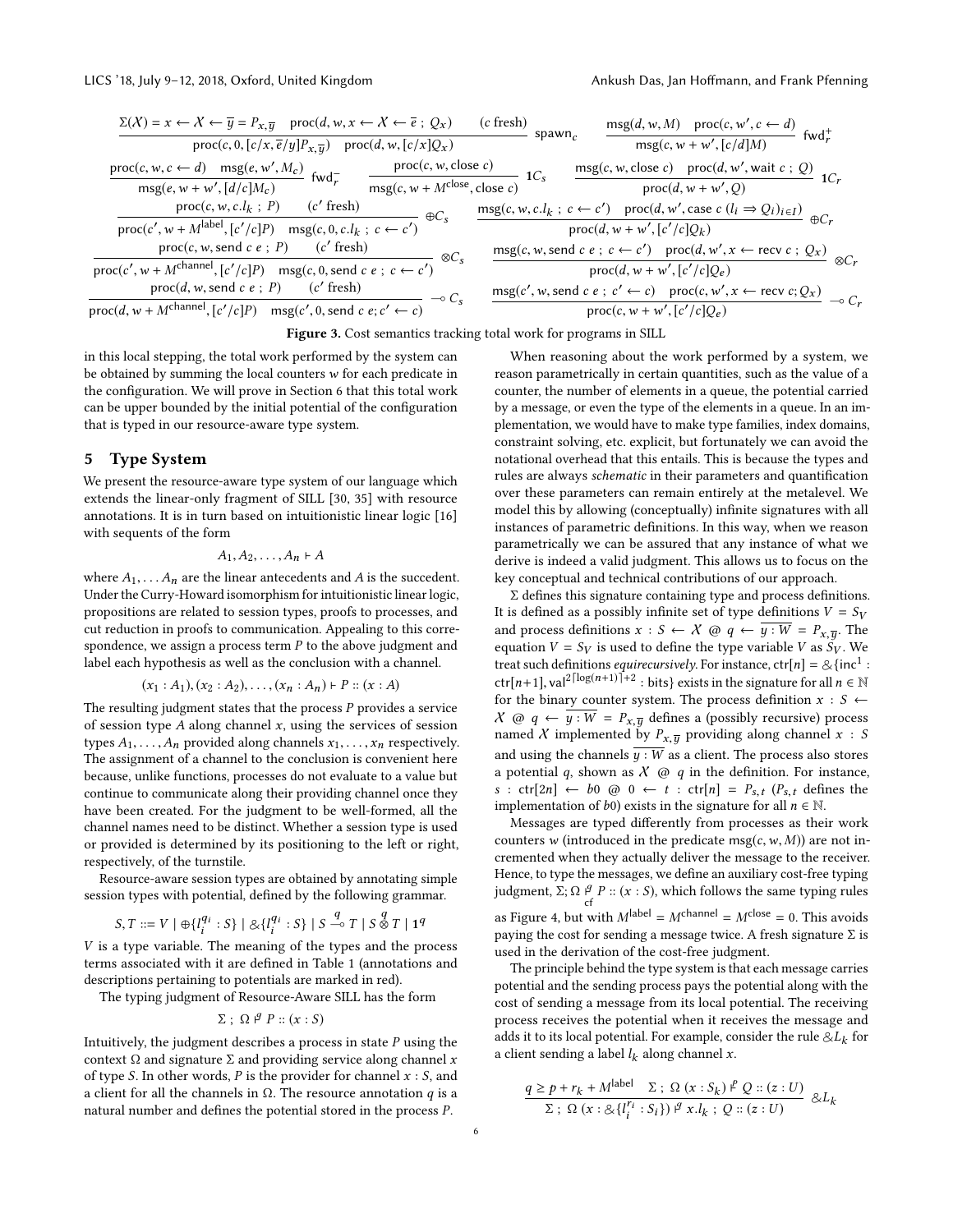$$\frac{\Sigma(X) = x \leftarrow X \leftarrow \overline{y} = P_{x,\overline{y}} \quad \text{proc}(d, w, x \leftarrow X \leftarrow \overline{e} \; ; \; Q_x) \qquad (c \text{ fresh})}{\text{proc}(c, 0, [c/x, \overline{e}/y]P_{x,\overline{y}}) \quad \text{proc}(d, w, [c/x]Q_x)} \text{ spawn}_c \qquad \frac{\text{msg}(d, w, M) \quad \text{proc}(c, w', c \leftarrow d)}{\text{msg}(c, w + w', [c/d]M)} \text{ fwd}_r^+$$

$$\frac{\text{proc}(c, w, c \leftarrow d) \quad \text{msg}(e, w', M_c)}{\text{msg}(e, w + w', [d/c]M_c)} \text{ fwd}_r^- \qquad \frac{\text{proc}(c, w, \text{close } c)}{\text{msg}(c, w + M^{\text{close}}, \text{close } c)} \; \mathbf{1}C_s \qquad \frac{\text{msg}(c, w, \text{close } c) \quad \text{proc}(d, w', \text{wait } c \; ; \; Q)}{\text{proc}(d, w + w', Q)} \; \mathbf{1}C_r$$

$$\frac{\text{proc}(c, w, c.l_k \; ; \; P) \qquad (c' \text{ fresh})}{\text{proc}(c', w + M^{\text{label}}, [c'/c]P) \quad \text{msg}(c, 0, c.l_k \; ; \; c \leftarrow c')} \oplus C_s \qquad \frac{\text{msg}(c, w, c.l_k \; ; \; c \leftarrow c') \quad \text{proc}(d, w', \text{case } c \; (l_i \Rightarrow Q_i)_{i \in I})}{\text{proc}(d, w + w', [c'/c]Q_k)} \oplus C_r$$

$$\frac{\text{proc}(c, w, \text{send } c \; e \; ; \; P) \qquad (c' \text{ fresh})}{\text{proc}(c', w + M^{\text{channel}}, [c'/c]P) \quad \text{msg}(c, 0, \text{send } c \; e \; ; \; c \leftarrow c')} \otimes C_s \qquad \frac{\text{msg}(c, w, \text{send } c \; e \; ; \; c \leftarrow c') \quad \text{proc}(d, w', x \leftarrow \text{recv } c \; ; \; Q_x)}{\text{proc}(d, w + w', [c'/c]Q_e)} \otimes C_r$$

$$\frac{\text{proc}(d, w, \text{send } c \; e \; ; \; P) \qquad (c' \text{ fresh})}{\text{proc}(d, w + M^{\text{channel}}, [c'/c]P) \quad \text{msg}(c', 0, \text{send } c \; e; c' \leftarrow c)} \multimap C_s \qquad \frac{\text{msg}(c', w, \text{send } c \; e \; ; \; c' \leftarrow c) \quad \text{proc}(c, w', x \leftarrow \text{recv } c; Q_x)}{\text{proc}(c, w + w', [c'/c]Q_e)} \multimap C_r$$

**Figure 3.** Cost semantics tracking total work for programs in SILL

in this local stepping, the total work performed by the system can be obtained by summing the local counters $w$ for each predicate in the configuration. We will prove in Section 6 that this total work can be upper bounded by the initial potential of the configuration that is typed in our resource-aware type system.

## 5 Type System

We present the resource-aware type system of our language which extends the linear-only fragment of SILL [30, 35] with resource annotations. It is in turn based on intuitionistic linear logic [16] with sequents of the form

$$A_1, A_2, \ldots, A_n \vdash A$$

where $A_1, \ldots A_n$ are the linear antecedents and $A$ is the succedent. Under the Curry-Howard isomorphism for intuitionistic linear logic, propositions are related to session types, proofs to processes, and cut reduction in proofs to communication. Appealing to this correspondence, we assign a process term $P$ to the above judgment and label each hypothesis as well as the conclusion with a channel.

$$(x_1 : A_1), (x_2 : A_2), \ldots, (x_n : A_n) \vdash P :: (x : A)$$

The resulting judgment states that the process $P$ provides a service of session type $A$ along channel $x$, using the services of session types $A_1, \ldots, A_n$ provided along channels $x_1, \ldots, x_n$ respectively. The assignment of a channel to the conclusion is convenient here because, unlike functions, processes do not evaluate to a value but continue to communicate along their providing channel once they have been created. For the judgment to be well-formed, all the channel names need to be distinct. Whether a session type is used or provided is determined by its positioning to the left or right, respectively, of the turnstile.

Resource-aware session types are obtained by annotating simple session types with potential, defined by the following grammar.

$$S, T ::= V \mid \oplus\{l_i^{q_i} : S\} \mid \&\{l_i^{q_i} : S\} \mid S \overset{q}{\multimap} T \mid S \overset{q}{\otimes} T \mid \mathbf{1}^q$$

$V$ is a type variable. The meaning of the types and the process terms associated with it are defined in Table 1 (annotations and descriptions pertaining to potentials are marked in red).

The typing judgment of Resource-Aware SILL has the form

$$\Sigma \; ; \; \Omega \overset{q}{\vdash} P :: (x : S)$$

Intuitively, the judgment describes a process in state $P$ using the context $\Omega$ and signature $\Sigma$ and providing service along channel $x$ of type $S$. In other words, $P$ is the provider for channel $x : S$, and a client for all the channels in $\Omega$. The resource annotation $q$ is a natural number and defines the potential stored in the process $P$.

When reasoning about the work performed by a system, we reason parametrically in certain quantities, such as the value of a counter, the number of elements in a queue, the potential carried by a message, or even the type of the elements in a queue. In an implementation, we would have to make type families, index domains, constraint solving, etc. explicit, but fortunately we can avoid the notational overhead that this entails. This is because the types and rules are always *schematic* in their parameters and quantification over these parameters can remain entirely at the metalevel. We model this by allowing (conceptually) infinite signatures with all instances of parametric definitions. In this way, when we reason parametrically we can be assured that any instance of what we derive is indeed a valid judgment. This allows us to focus on the key conceptual and technical contributions of our approach.

$\Sigma$ defines this signature containing type and process definitions. It is defined as a possibly infinite set of type definitions $V = S_V$ and process definitions $x : S \leftarrow X \; @ \; q \leftarrow \overline{y : W} = P_{x,\overline{y}}$. The equation $V = S_V$ is used to define the type variable $V$ as $S_V$. We treat such definitions *equirecursively*. For instance, $\text{ctr}[n] = \&\{\text{inc}^1 : \text{ctr}[n{+}1], \text{val}^{2\lceil\log(n+1)\rceil+2} : \text{bits}\}$ exists in the signature for all $n \in \mathbb{N}$ for the binary counter system. The process definition $x : S \leftarrow X \; @ \; q \leftarrow \overline{y : W} = P_{x,\overline{y}}$ defines a (possibly recursive) process named $X$ implemented by $P_{x,\overline{y}}$ providing along channel $x : S$ and using the channels $\overline{y : W}$ as a client. The process also stores a potential $q$, shown as $X \; @ \; q$ in the definition. For instance, $s : \text{ctr}[2n] \leftarrow b0 \; @ \; 0 \leftarrow t : \text{ctr}[n] = P_{s,t}$ ($P_{s,t}$ defines the implementation of $b0$) exists in the signature for all $n \in \mathbb{N}$.

Messages are typed differently from processes as their work counters $w$ (introduced in the predicate $\text{msg}(c, w, M)$) are not incremented when they actually deliver the message to the receiver. Hence, to type the messages, we define an auxiliary cost-free typing judgment, $\Sigma; \Omega \underset{\text{cf}}{\overset{q}{\vdash}} P :: (x : S)$, which follows the same typing rules as Figure 4, but with $M^{\text{label}} = M^{\text{channel}} = M^{\text{close}} = 0$. This avoids paying the cost for sending a message twice. A fresh signature $\Sigma$ is used in the derivation of the cost-free judgment.

The principle behind the type system is that each message carries potential and the sending process pays the potential along with the cost of sending a message from its local potential. The receiving process receives the potential when it receives the message and adds it to its local potential. For example, consider the rule $\& L_k$ for a client sending a label $l_k$ along channel $x$.

$$\frac{q \geq p + r_k + M^{\text{label}} \quad \Sigma \; ; \; \Omega \; (x : S_k) \overset{p}{\vdash} Q :: (z : U)}{\Sigma \; ; \; \Omega \; (x : \&\{l_i^{r_i} : S_i\}) \overset{q}{\vdash} x.l_k \; ; \; Q :: (z : U)} \; \& L_k$$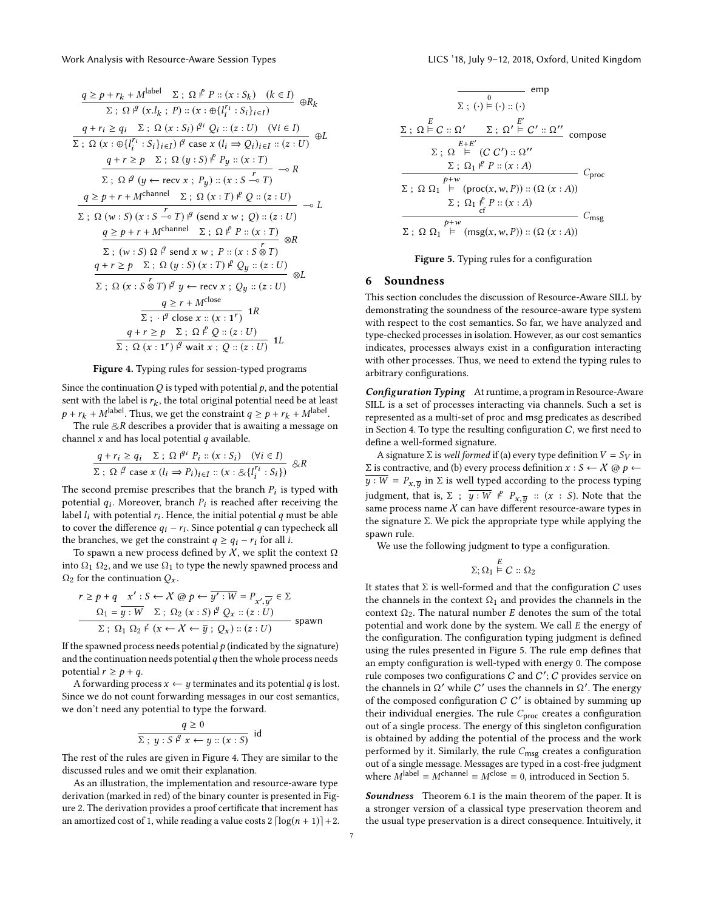$$\frac{q \geq p + r_k + M^{\mathsf{label}} \quad \Sigma \; ; \; \Omega \overset{p}{\vdash} P :: (x : S_k) \quad (k \in I)}{\Sigma \; ; \; \Omega \overset{q}{\vdash} (x.l_k \; ; \; P) :: (x : \oplus\{l_i^{r_i} : S_i\}_{i \in I})} \oplus R_k$$

$$\frac{q + r_i \geq q_i \quad \Sigma \; ; \; \Omega \; (x : S_i) \overset{q_i}{\vdash} Q_i :: (z : U) \quad (\forall i \in I)}{\Sigma \; ; \; \Omega \; (x : \oplus\{l_i^{r_i} : S_i\}_{i \in I}) \overset{q}{\vdash} \mathsf{case} \; x \; (l_i \Rightarrow Q_i)_{i \in I} :: (z : U)} \oplus L$$

$$\frac{q + r \geq p \quad \Sigma \; ; \; \Omega \; (y : S) \overset{p}{\vdash} P_y :: (x : T)}{\Sigma \; ; \; \Omega \overset{q}{\vdash} (y \leftarrow \mathsf{recv} \; x \; ; \; P_y) :: (x : S \overset{r}{\multimap} T)} \multimap R$$

$$\frac{q \geq p + r + M^{\mathsf{channel}} \quad \Sigma \; ; \; \Omega \; (x : T) \overset{p}{\vdash} Q :: (z : U)}{\Sigma \; ; \; \Omega \; (w : S) \; (x : S \overset{r}{\multimap} T) \overset{q}{\vdash} (\mathsf{send} \; x \; w \; ; \; Q) :: (z : U)} \multimap L$$

$$\frac{q \geq p + r + M^{\mathsf{channel}} \quad \Sigma \; ; \; \Omega \overset{p}{\vdash} P :: (x : T)}{\Sigma \; ; \; (w : S) \; \Omega \overset{q}{\vdash} \mathsf{send} \; x \; w \; ; \; P :: (x : S \overset{r}{\otimes} T)} \otimes R$$

$$\frac{q + r \geq p \quad \Sigma \; ; \; \Omega \; (y : S) \; (x : T) \overset{p}{\vdash} Q_y :: (z : U)}{\Sigma \; ; \; \Omega \; (x : S \overset{r}{\otimes} T) \overset{q}{\vdash} y \leftarrow \mathsf{recv} \; x \; ; \; Q_y :: (z : U)} \otimes L$$

$$\frac{q \geq r + M^{\mathsf{close}}}{\Sigma \; ; \; \cdot \overset{q}{\vdash} \mathsf{close} \; x :: (x : \mathbf{1}^r)} \; \mathbf{1}R$$

$$\frac{q + r \geq p \quad \Sigma \; ; \; \Omega \overset{p}{\vdash} Q :: (z : U)}{\Sigma \; ; \; \Omega \; (x : \mathbf{1}^r) \overset{q}{\vdash} \mathsf{wait} \; x \; ; \; Q :: (z : U)} \; \mathbf{1}L$$

**Figure 4.** Typing rules for session-typed programs

Since the continuation $Q$ is typed with potential $p$, and the potential sent with the label is $r_k$, the total original potential need be at least $p + r_k + M^{\mathsf{label}}$. Thus, we get the constraint $q \geq p + r_k + M^{\mathsf{label}}$.

The rule $\&R$ describes a provider that is awaiting a message on channel $x$ and has local potential $q$ available.

$$\frac{q + r_i \geq q_i \quad \Sigma \; ; \; \Omega \overset{q_i}{\vdash} P_i :: (x : S_i) \quad (\forall i \in I)}{\Sigma \; ; \; \Omega \overset{q}{\vdash} \mathsf{case} \; x \; (l_i \Rightarrow P_i)_{i \in I} :: (x : \&\{l_i^{r_i} : S_i\})} \; \&R$$

The second premise prescribes that the branch $P_i$ is typed with potential $q_i$. Moreover, branch $P_i$ is reached after receiving the label $l_i$ with potential $r_i$. Hence, the initial potential $q$ must be able to cover the difference $q_i - r_i$. Since potential $q$ can typecheck all the branches, we get the constraint $q \geq q_i - r_i$ for all $i$.

To spawn a new process defined by $\mathcal{X}$, we split the context $\Omega$ into $\Omega_1 \; \Omega_2$, and we use $\Omega_1$ to type the newly spawned process and $\Omega_2$ for the continuation $Q_x$.

$$\frac{\begin{array}{c} r \geq p + q \quad x' : S \leftarrow \mathcal{X} \; @ \; p \leftarrow \overline{y' : W} = P_{x', \overline{y'}} \in \Sigma \\ \Omega_1 = \overline{y : W} \quad \Sigma \; ; \; \Omega_2 \; (x : S) \overset{q}{\vdash} Q_x :: (z : U) \end{array}}{\Sigma \; ; \; \Omega_1 \; \Omega_2 \overset{r}{\vdash} (x \leftarrow \mathcal{X} \leftarrow \overline{y} \; ; \; Q_x) :: (z : U)} \; \mathsf{spawn}$$

If the spawned process needs potential $p$ (indicated by the signature) and the continuation needs potential $q$ then the whole process needs potential $r \geq p + q$.

A forwarding process $x \leftarrow y$ terminates and its potential $q$ is lost. Since we do not count forwarding messages in our cost semantics, we don't need any potential to type the forward.

$$\frac{q \geq 0}{\Sigma \; ; \; y : S \overset{q}{\vdash} x \leftarrow y :: (x : S)} \; \mathsf{id}$$

The rest of the rules are given in Figure 4. They are similar to the discussed rules and we omit their explanation.

As an illustration, the implementation and resource-aware type derivation (marked in red) of the binary counter is presented in Figure 2. The derivation provides a proof certificate that increment has an amortized cost of 1, while reading a value costs $2 \lceil \log(n+1) \rceil + 2$.

$$\frac{}{\Sigma \; ; \; (\cdot) \overset{0}{\vDash} (\cdot) :: (\cdot)} \; \mathsf{emp}$$

$$\frac{\Sigma \; ; \; \Omega \overset{E}{\vDash} C :: \Omega' \qquad \Sigma \; ; \; \Omega' \overset{E'}{\vDash} C' :: \Omega''}{\Sigma \; ; \; \Omega \overset{E+E'}{\vDash} (C \; C') :: \Omega''} \; \mathsf{compose}$$

$$\frac{\Sigma \; ; \; \Omega_1 \overset{p}{\vdash} P :: (x : A)}{\Sigma \; ; \; \Omega \; \Omega_1 \overset{p+w}{\vDash} (\mathsf{proc}(x, w, P)) :: (\Omega \; (x : A))} \; C_{\mathsf{proc}}$$

$$\frac{\Sigma \; ; \; \Omega_1 \overset{p}{\underset{\mathsf{cf}}{\vdash}} P :: (x : A)}{\Sigma \; ; \; \Omega \; \Omega_1 \overset{p+w}{\vDash} (\mathsf{msg}(x, w, P)) :: (\Omega \; (x : A))} \; C_{\mathsf{msg}}$$

**Figure 5.** Typing rules for a configuration

## 6 Soundness

This section concludes the discussion of Resource-Aware SILL by demonstrating the soundness of the resource-aware type system with respect to the cost semantics. So far, we have analyzed and type-checked processes in isolation. However, as our cost semantics indicates, processes always exist in a configuration interacting with other processes. Thus, we need to extend the typing rules to arbitrary configurations.

***Configuration Typing*** At runtime, a program in Resource-Aware SILL is a set of processes interacting via channels. Such a set is represented as a multi-set of proc and msg predicates as described in Section 4. To type the resulting configuration $C$, we first need to define a well-formed signature.

A signature $\Sigma$ is *well formed* if (a) every type definition $V = S_V$ in $\Sigma$ is contractive, and (b) every process definition $x : S \leftarrow \mathcal{X} \; @ \; p \leftarrow \overline{y : W} = P_{x, \overline{y}}$ in $\Sigma$ is well typed according to the process typing judgment, that is, $\Sigma \; ; \; \overline{y : W} \overset{p}{\vdash} P_{x, \overline{y}} :: (x : S)$. Note that the same process name $\mathcal{X}$ can have different resource-aware types in the signature $\Sigma$. We pick the appropriate type while applying the spawn rule.

We use the following judgment to type a configuration.

$$\Sigma; \Omega_1 \overset{E}{\vDash} C :: \Omega_2$$

It states that $\Sigma$ is well-formed and that the configuration $C$ uses the channels in the context $\Omega_1$ and provides the channels in the context $\Omega_2$. The natural number $E$ denotes the sum of the total potential and work done by the system. We call $E$ the energy of the configuration. The configuration typing judgment is defined using the rules presented in Figure 5. The rule emp defines that an empty configuration is well-typed with energy 0. The compose rule composes two configurations $C$ and $C'$; $C$ provides service on the channels in $\Omega'$ while $C'$ uses the channels in $\Omega'$. The energy of the composed configuration $C \; C'$ is obtained by summing up their individual energies. The rule $C_{\mathsf{proc}}$ creates a configuration out of a single process. The energy of this singleton configuration is obtained by adding the potential of the process and the work performed by it. Similarly, the rule $C_{\mathsf{msg}}$ creates a configuration out of a single message. Messages are typed in a cost-free judgment where $M^{\mathsf{label}} = M^{\mathsf{channel}} = M^{\mathsf{close}} = 0$, introduced in Section 5.

***Soundness*** Theorem 6.1 is the main theorem of the paper. It is a stronger version of a classical type preservation theorem and the usual type preservation is a direct consequence. Intuitively, it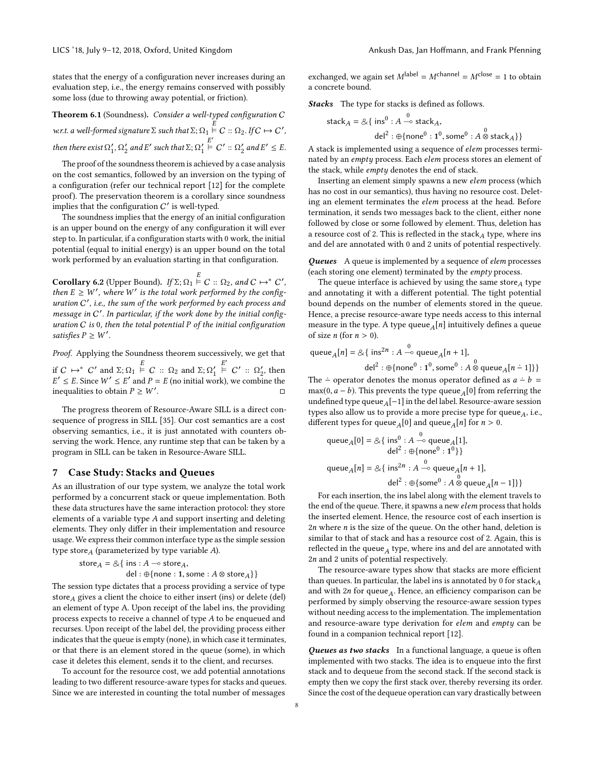states that the energy of a configuration never increases during an evaluation step, i.e., the energy remains conserved with possibly some loss (due to throwing away potential, or friction).

**Theorem 6.1** (Soundness). *Consider a well-typed configuration $\mathcal{C}$ w.r.t. a well-formed signature $\Sigma$ such that $\Sigma; \Omega_1 \overset{E}{\vDash} \mathcal{C} :: \Omega_2$. If $\mathcal{C} \mapsto \mathcal{C}'$, then there exist $\Omega_1', \Omega_2'$ and $E'$ such that $\Sigma; \Omega_1' \overset{E'}{\vDash} \mathcal{C}' :: \Omega_2'$ and $E' \leq E$.*

The proof of the soundness theorem is achieved by a case analysis on the cost semantics, followed by an inversion on the typing of a configuration (refer our technical report [12] for the complete proof). The preservation theorem is a corollary since soundness implies that the configuration $\mathcal{C}'$ is well-typed.

The soundness implies that the energy of an initial configuration is an upper bound on the energy of any configuration it will ever step to. In particular, if a configuration starts with 0 work, the initial potential (equal to initial energy) is an upper bound on the total work performed by an evaluation starting in that configuration.

**Corollary 6.2** (Upper Bound). *If $\Sigma; \Omega_1 \overset{E}{\vDash} \mathcal{C} :: \Omega_2$, and $\mathcal{C} \mapsto^* \mathcal{C}'$, then $E \geq W'$, where $W'$ is the total work performed by the configuration $\mathcal{C}'$, i.e., the sum of the work performed by each process and message in $\mathcal{C}'$. In particular, if the work done by the initial configuration $\mathcal{C}$ is 0, then the total potential $P$ of the initial configuration satisfies $P \geq W'$.*

*Proof.* Applying the Soundness theorem successively, we get that if $\mathcal{C} \mapsto^* \mathcal{C}'$ and $\Sigma; \Omega_1 \overset{E}{\vDash} \mathcal{C} :: \Omega_2$ and $\Sigma; \Omega_1' \overset{E'}{\vDash} \mathcal{C}' :: \Omega_2'$, then $E' \leq E$. Since $W' \leq E'$ and $P = E$ (no initial work), we combine the inequalities to obtain $P \geq W'$. □

The progress theorem of Resource-Aware SILL is a direct consequence of progress in SILL [35]. Our cost semantics are a cost observing semantics, i.e., it is just annotated with counters observing the work. Hence, any runtime step that can be taken by a program in SILL can be taken in Resource-Aware SILL.

## 7 Case Study: Stacks and Queues

As an illustration of our type system, we analyze the total work performed by a concurrent stack or queue implementation. Both these data structures have the same interaction protocol: they store elements of a variable type $A$ and support inserting and deleting elements. They only differ in their implementation and resource usage. We express their common interface type as the simple session type $\mathsf{store}_A$ (parameterized by type variable $A$).

$$\mathsf{store}_A = \&\{\, \mathsf{ins} : A \multimap \mathsf{store}_A,\ \mathsf{del} : \oplus\{\mathsf{none} : \mathbf{1}, \mathsf{some} : A \otimes \mathsf{store}_A\}\}$$

The session type dictates that a process providing a service of type $\mathsf{store}_A$ gives a client the choice to either insert (ins) or delete (del) an element of type A. Upon receipt of the label ins, the providing process expects to receive a channel of type $A$ to be enqueued and recurses. Upon receipt of the label del, the providing process either indicates that the queue is empty (none), in which case it terminates, or that there is an element stored in the queue (some), in which case it deletes this element, sends it to the client, and recurses.

To account for the resource cost, we add potential annotations leading to two different resource-aware types for stacks and queues. Since we are interested in counting the total number of messages exchanged, we again set $M^{\mathsf{label}} = M^{\mathsf{channel}} = M^{\mathsf{close}} = 1$ to obtain a concrete bound.

***Stacks*** The type for stacks is defined as follows.

$$\mathsf{stack}_A = \&\{\, \mathsf{ins}^0 : A \overset{0}{\multimap} \mathsf{stack}_A,\ \mathsf{del}^2 : \oplus\{\mathsf{none}^0 : \mathbf{1}^0, \mathsf{some}^0 : A \overset{0}{\otimes} \mathsf{stack}_A\}\}$$

A stack is implemented using a sequence of *elem* processes terminated by an *empty* process. Each *elem* process stores an element of the stack, while *empty* denotes the end of stack.

Inserting an element simply spawns a new *elem* process (which has no cost in our semantics), thus having no resource cost. Deleting an element terminates the *elem* process at the head. Before termination, it sends two messages back to the client, either none followed by close or some followed by element. Thus, deletion has a resource cost of 2. This is reflected in the $\mathsf{stack}_A$ type, where ins and del are annotated with 0 and 2 units of potential respectively.

***Queues*** A queue is implemented by a sequence of *elem* processes (each storing one element) terminated by the *empty* process.

The queue interface is achieved by using the same $\mathsf{store}_A$ type and annotating it with a different potential. The tight potential bound depends on the number of elements stored in the queue. Hence, a precise resource-aware type needs access to this internal measure in the type. A type $\mathsf{queue}_A[n]$ intuitively defines a queue of size $n$ (for $n > 0$).

$$\mathsf{queue}_A[n] = \&\{\, \mathsf{ins}^{2n} : A \overset{0}{\multimap} \mathsf{queue}_A[n+1],\ \mathsf{del}^2 : \oplus\{\mathsf{none}^0 : \mathbf{1}^0, \mathsf{some}^0 : A \overset{0}{\otimes} \mathsf{queue}_A[n \dot{-} 1]\}\}$$

The $\dot{-}$ operator denotes the monus operator defined as $a \dot{-} b = \max(0, a - b)$. This prevents the type $\mathsf{queue}_A[0]$ from referring the undefined type $\mathsf{queue}_A[-1]$ in the del label. Resource-aware session types also allow us to provide a more precise type for $\mathsf{queue}_A$, i.e., different types for $\mathsf{queue}_A[0]$ and $\mathsf{queue}_A[n]$ for $n > 0$.

$$\mathsf{queue}_A[0] = \&\{\, \mathsf{ins}^0 : A \overset{0}{\multimap} \mathsf{queue}_A[1],\ \mathsf{del}^2 : \oplus\{\mathsf{none}^0 : \mathbf{1}^0\}\}$$

$$\mathsf{queue}_A[n] = \&\{\, \mathsf{ins}^{2n} : A \overset{0}{\multimap} \mathsf{queue}_A[n+1],\ \mathsf{del}^2 : \oplus\{\mathsf{some}^0 : A \overset{0}{\otimes} \mathsf{queue}_A[n-1]\}\}$$

For each insertion, the ins label along with the element travels to the end of the queue. There, it spawns a new *elem* process that holds the inserted element. Hence, the resource cost of each insertion is $2n$ where $n$ is the size of the queue. On the other hand, deletion is similar to that of stack and has a resource cost of 2. Again, this is reflected in the $\mathsf{queue}_A$ type, where ins and del are annotated with $2n$ and 2 units of potential respectively.

The resource-aware types show that stacks are more efficient than queues. In particular, the label ins is annotated by 0 for $\mathsf{stack}_A$ and with $2n$ for $\mathsf{queue}_A$. Hence, an efficiency comparison can be performed by simply observing the resource-aware session types without needing access to the implementation. The implementation and resource-aware type derivation for *elem* and *empty* can be found in a companion technical report [12].

***Queues as two stacks*** In a functional language, a queue is often implemented with two stacks. The idea is to enqueue into the first stack and to dequeue from the second stack. If the second stack is empty then we copy the first stack over, thereby reversing its order. Since the cost of the dequeue operation can vary drastically between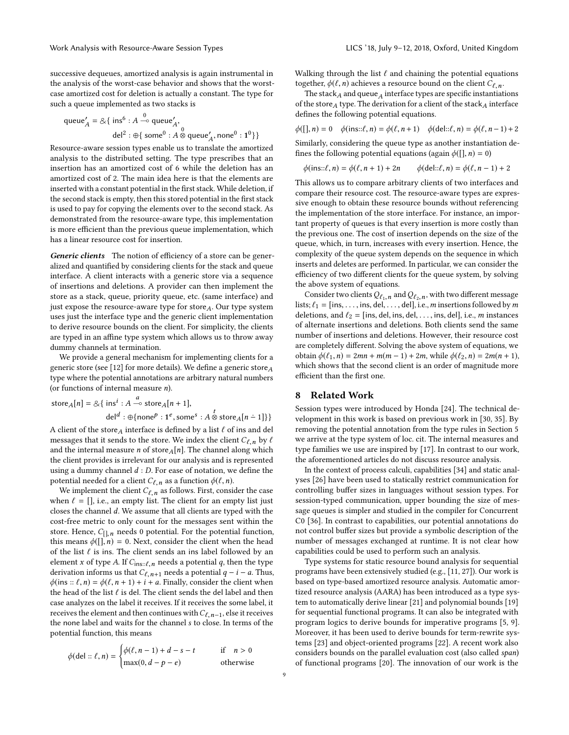successive dequeues, amortized analysis is again instrumental in the analysis of the worst-case behavior and shows that the worst-case amortized cost for deletion is actually a constant. The type for such a queue implemented as two stacks is

$$\mathsf{queue}'_A = \&\{\, \mathsf{ins}^6 : A \overset{0}{\multimap} \mathsf{queue}'_A,\ \mathsf{del}^2 : \oplus\{\, \mathsf{some}^0 : A \overset{0}{\otimes} \mathsf{queue}'_A, \mathsf{none}^0 : \mathbf{1}^0\}\}$$

Resource-aware session types enable us to translate the amortized analysis to the distributed setting. The type prescribes that an insertion has an amortized cost of 6 while the deletion has an amortized cost of 2. The main idea here is that the elements are inserted with a constant potential in the first stack. While deletion, if the second stack is empty, then this stored potential in the first stack is used to pay for copying the elements over to the second stack. As demonstrated from the resource-aware type, this implementation is more efficient than the previous queue implementation, which has a linear resource cost for insertion.

***Generic clients*** The notion of efficiency of a store can be generalized and quantified by considering clients for the stack and queue interface. A client interacts with a generic store via a sequence of insertions and deletions. A provider can then implement the store as a stack, queue, priority queue, etc. (same interface) and just expose the resource-aware type for $\mathsf{store}_A$. Our type system uses just the interface type and the generic client implementation to derive resource bounds on the client. For simplicity, the clients are typed in an affine type system which allows us to throw away dummy channels at termination.

We provide a general mechanism for implementing clients for a generic store (see [12] for more details). We define a generic $\mathsf{store}_A$ type where the potential annotations are arbitrary natural numbers (or functions of internal measure $n$).

$$\mathsf{store}_A[n] = \&\{\, \mathsf{ins}^i : A \overset{a}{\multimap} \mathsf{store}_A[n+1],\ \mathsf{del}^d : \oplus\{\mathsf{none}^p : \mathbf{1}^e, \mathsf{some}^s : A \overset{t}{\otimes} \mathsf{store}_A[n \dot{-} 1]\}\}$$

A client of the $\mathsf{store}_A$ interface is defined by a list $\ell$ of ins and del messages that it sends to the store. We index the client $C_{\ell,n}$ by $\ell$ and the internal measure $n$ of $\mathsf{store}_A[n]$. The channel along which the client provides is irrelevant for our analysis and is represented using a dummy channel $d : D$. For ease of notation, we define the potential needed for a client $C_{\ell,n}$ as a function $\phi(\ell, n)$.

We implement the client $C_{\ell,n}$ as follows. First, consider the case when $\ell = []$, i.e., an empty list. The client for an empty list just closes the channel $d$. We assume that all clients are typed with the cost-free metric to only count for the messages sent within the store. Hence, $C_{[],n}$ needs 0 potential. For the potential function, this means $\phi([], n) = 0$. Next, consider the client when the head of the list $\ell$ is ins. The client sends an ins label followed by an element $x$ of type $A$. If $C_{\mathsf{ins}::\ell,n}$ needs a potential $q$, then the type derivation informs us that $C_{\ell,n+1}$ needs a potential $q - i - a$. Thus, $\phi(\mathsf{ins} :: \ell, n) = \phi(\ell, n+1) + i + a$. Finally, consider the client when the head of the list $\ell$ is del. The client sends the del label and then case analyzes on the label it receives. If it receives the some label, it receives the element and then continues with $C_{\ell,n-1}$, else it receives the none label and waits for the channel $s$ to close. In terms of the potential function, this means

$$\phi(\mathsf{del} :: \ell, n) = \begin{cases} \phi(\ell, n-1) + d - s - t & \text{if} \quad n > 0 \\ \max(0, d - p - e) & \text{otherwise} \end{cases}$$

Walking through the list $\ell$ and chaining the potential equations together, $\phi(\ell, n)$ achieves a resource bound on the client $C_{\ell,n}$.

The $\mathsf{stack}_A$ and $\mathsf{queue}_A$ interface types are specific instantiations of the $\mathsf{store}_A$ type. The derivation for a client of the $\mathsf{stack}_A$ interface defines the following potential equations.

$$\phi([], n) = 0 \quad \phi(\mathsf{ins}::\ell, n) = \phi(\ell, n+1) \quad \phi(\mathsf{del}::\ell, n) = \phi(\ell, n-1) + 2$$

Similarly, considering the queue type as another instantiation defines the following potential equations (again $\phi([], n) = 0$)

$$\phi(\mathsf{ins}::\ell, n) = \phi(\ell, n+1) + 2n \qquad \phi(\mathsf{del}::\ell, n) = \phi(\ell, n-1) + 2$$

This allows us to compare arbitrary clients of two interfaces and compare their resource cost. The resource-aware types are expressive enough to obtain these resource bounds without referencing the implementation of the store interface. For instance, an important property of queues is that every insertion is more costly than the previous one. The cost of insertion depends on the size of the queue, which, in turn, increases with every insertion. Hence, the complexity of the queue system depends on the sequence in which inserts and deletes are performed. In particular, we can consider the efficiency of two different clients for the queue system, by solving the above system of equations.

Consider two clients $Q_{\ell_1,n}$ and $Q_{\ell_2,n}$, with two different message lists; $\ell_1 = [\mathsf{ins}, \ldots, \mathsf{ins}, \mathsf{del}, \ldots, \mathsf{del}]$, i.e., $m$ insertions followed by $m$ deletions, and $\ell_2 = [\mathsf{ins}, \mathsf{del}, \mathsf{ins}, \mathsf{del}, \ldots, \mathsf{ins}, \mathsf{del}]$, i.e., $m$ instances of alternate insertions and deletions. Both clients send the same number of insertions and deletions. However, their resource cost are completely different. Solving the above system of equations, we obtain $\phi(\ell_1, n) = 2mn + m(m-1) + 2m$, while $\phi(\ell_2, n) = 2m(n+1)$, which shows that the second client is an order of magnitude more efficient than the first one.

## 8 Related Work

Session types were introduced by Honda [24]. The technical development in this work is based on previous work in [30, 35]. By removing the potential annotation from the type rules in Section 5 we arrive at the type system of loc. cit. The internal measures and type families we use are inspired by [17]. In contrast to our work, the aforementioned articles do not discuss resource analysis.

In the context of process calculi, capabilities [34] and static analyses [26] have been used to statically restrict communication for controlling buffer sizes in languages without session types. For session-typed communication, upper bounding the size of message queues is simpler and studied in the compiler for Concurrent C0 [36]. In contrast to capabilities, our potential annotations do not control buffer sizes but provide a symbolic description of the number of messages exchanged at runtime. It is not clear how capabilities could be used to perform such an analysis.

Type systems for static resource bound analysis for sequential programs have been extensively studied (e.g., [11, 27]). Our work is based on type-based amortized resource analysis. Automatic amortized resource analysis (AARA) has been introduced as a type system to automatically derive linear [21] and polynomial bounds [19] for sequential functional programs. It can also be integrated with program logics to derive bounds for imperative programs [5, 9]. Moreover, it has been used to derive bounds for term-rewrite systems [23] and object-oriented programs [22]. A recent work also considers bounds on the parallel evaluation cost (also called *span*) of functional programs [20]. The innovation of our work is the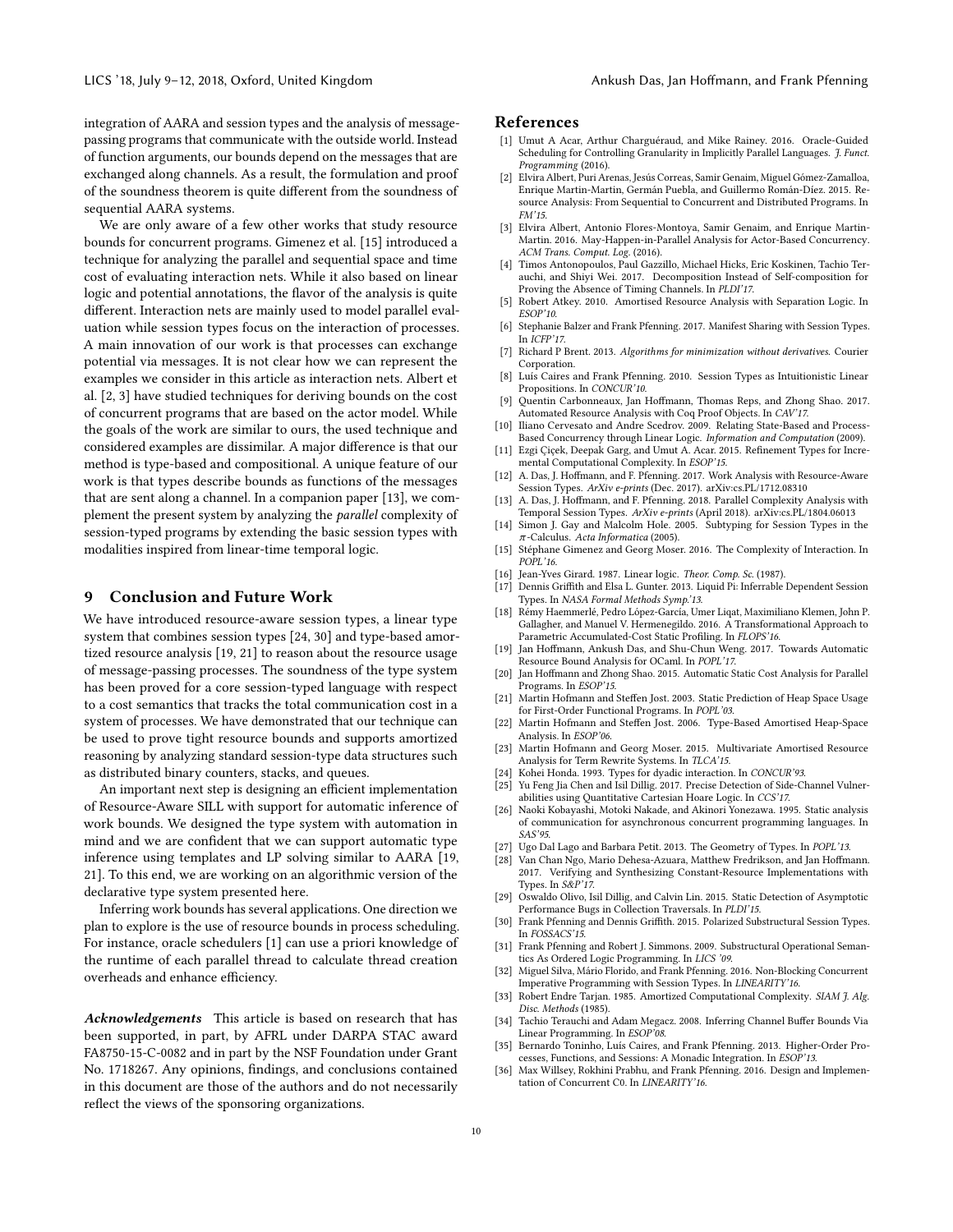integration of AARA and session types and the analysis of message-passing programs that communicate with the outside world. Instead of function arguments, our bounds depend on the messages that are exchanged along channels. As a result, the formulation and proof of the soundness theorem is quite different from the soundness of sequential AARA systems.

We are only aware of a few other works that study resource bounds for concurrent programs. Gimenez et al. [15] introduced a technique for analyzing the parallel and sequential space and time cost of evaluating interaction nets. While it also based on linear logic and potential annotations, the flavor of the analysis is quite different. Interaction nets are mainly used to model parallel evaluation while session types focus on the interaction of processes. A main innovation of our work is that processes can exchange potential via messages. It is not clear how we can represent the examples we consider in this article as interaction nets. Albert et al. [2, 3] have studied techniques for deriving bounds on the cost of concurrent programs that are based on the actor model. While the goals of the work are similar to ours, the used technique and considered examples are dissimilar. A major difference is that our method is type-based and compositional. A unique feature of our work is that types describe bounds as functions of the messages that are sent along a channel. In a companion paper [13], we complement the present system by analyzing the *parallel* complexity of session-typed programs by extending the basic session types with modalities inspired from linear-time temporal logic.

## 9 Conclusion and Future Work

We have introduced resource-aware session types, a linear type system that combines session types [24, 30] and type-based amortized resource analysis [19, 21] to reason about the resource usage of message-passing processes. The soundness of the type system has been proved for a core session-typed language with respect to a cost semantics that tracks the total communication cost in a system of processes. We have demonstrated that our technique can be used to prove tight resource bounds and supports amortized reasoning by analyzing standard session-type data structures such as distributed binary counters, stacks, and queues.

An important next step is designing an efficient implementation of Resource-Aware SILL with support for automatic inference of work bounds. We designed the type system with automation in mind and we are confident that we can support automatic type inference using templates and LP solving similar to AARA [19, 21]. To this end, we are working on an algorithmic version of the declarative type system presented here.

Inferring work bounds has several applications. One direction we plan to explore is the use of resource bounds in process scheduling. For instance, oracle schedulers [1] can use a priori knowledge of the runtime of each parallel thread to calculate thread creation overheads and enhance efficiency.

***Acknowledgements*** This article is based on research that has been supported, in part, by AFRL under DARPA STAC award FA8750-15-C-0082 and in part by the NSF Foundation under Grant No. 1718267. Any opinions, findings, and conclusions contained in this document are those of the authors and do not necessarily reflect the views of the sponsoring organizations.

## References

[1] Umut A Acar, Arthur Charguéraud, and Mike Rainey. 2016. Oracle-Guided Scheduling for Controlling Granularity in Implicitly Parallel Languages. *J. Funct. Programming* (2016).

[2] Elvira Albert, Puri Arenas, Jesús Correas, Samir Genaim, Miguel Gómez-Zamalloa, Enrique Martin-Martin, Germán Puebla, and Guillermo Román-Díez. 2015. Resource Analysis: From Sequential to Concurrent and Distributed Programs. In *FM'15*.

[3] Elvira Albert, Antonio Flores-Montoya, Samir Genaim, and Enrique Martin-Martin. 2016. May-Happen-in-Parallel Analysis for Actor-Based Concurrency. *ACM Trans. Comput. Log.* (2016).

[4] Timos Antonopoulos, Paul Gazzillo, Michael Hicks, Eric Koskinen, Tachio Terauchi, and Shiyi Wei. 2017. Decomposition Instead of Self-composition for Proving the Absence of Timing Channels. In *PLDI'17*.

[5] Robert Atkey. 2010. Amortised Resource Analysis with Separation Logic. In *ESOP'10*.

[6] Stephanie Balzer and Frank Pfenning. 2017. Manifest Sharing with Session Types. In *ICFP'17*.

[7] Richard P Brent. 2013. *Algorithms for minimization without derivatives.* Courier Corporation.

[8] Luís Caires and Frank Pfenning. 2010. Session Types as Intuitionistic Linear Propositions. In *CONCUR'10*.

[9] Quentin Carbonneaux, Jan Hoffmann, Thomas Reps, and Zhong Shao. 2017. Automated Resource Analysis with Coq Proof Objects. In *CAV'17*.

[10] Iliano Cervesato and Andre Scedrov. 2009. Relating State-Based and Process-Based Concurrency through Linear Logic. *Information and Computation* (2009).

[11] Ezgi Çiçek, Deepak Garg, and Umut A. Acar. 2015. Refinement Types for Incremental Computational Complexity. In *ESOP'15*.

[12] A. Das, J. Hoffmann, and F. Pfenning. 2017. Work Analysis with Resource-Aware Session Types. *ArXiv e-prints* (Dec. 2017). arXiv:cs.PL/1712.08310

[13] A. Das, J. Hoffmann, and F. Pfenning. 2018. Parallel Complexity Analysis with Temporal Session Types. *ArXiv e-prints* (April 2018). arXiv:cs.PL/1804.06013

[14] Simon J. Gay and Malcolm Hole. 2005. Subtyping for Session Types in the $\pi$-Calculus. *Acta Informatica* (2005).

[15] Stéphane Gimenez and Georg Moser. 2016. The Complexity of Interaction. In *POPL'16*.

[16] Jean-Yves Girard. 1987. Linear logic. *Theor. Comp. Sc.* (1987).

[17] Dennis Griffith and Elsa L. Gunter. 2013. Liquid Pi: Inferrable Dependent Session Types. In *NASA Formal Methods Symp.'13*.

[18] Rémy Haemmerlé, Pedro López-García, Umer Liqat, Maximiliano Klemen, John P. Gallagher, and Manuel V. Hermenegildo. 2016. A Transformational Approach to Parametric Accumulated-Cost Static Profiling. In *FLOPS'16*.

[19] Jan Hoffmann, Ankush Das, and Shu-Chun Weng. 2017. Towards Automatic Resource Bound Analysis for OCaml. In *POPL'17*.

[20] Jan Hoffmann and Zhong Shao. 2015. Automatic Static Cost Analysis for Parallel Programs. In *ESOP'15*.

[21] Martin Hofmann and Steffen Jost. 2003. Static Prediction of Heap Space Usage for First-Order Functional Programs. In *POPL'03*.

[22] Martin Hofmann and Steffen Jost. 2006. Type-Based Amortised Heap-Space Analysis. In *ESOP'06*.

[23] Martin Hofmann and Georg Moser. 2015. Multivariate Amortised Resource Analysis for Term Rewrite Systems. In *TLCA'15*.

[24] Kohei Honda. 1993. Types for dyadic interaction. In *CONCUR'93*.

[25] Yu Feng Jia Chen and Isil Dillig. 2017. Precise Detection of Side-Channel Vulnerabilities using Quantitative Cartesian Hoare Logic. In *CCS'17*.

[26] Naoki Kobayashi, Motoki Nakade, and Akinori Yonezawa. 1995. Static analysis of communication for asynchronous concurrent programming languages. In *SAS'95*.

[27] Ugo Dal Lago and Barbara Petit. 2013. The Geometry of Types. In *POPL'13*.

[28] Van Chan Ngo, Mario Dehesa-Azuara, Matthew Fredrikson, and Jan Hoffmann. 2017. Verifying and Synthesizing Constant-Resource Implementations with Types. In *S&P'17*.

[29] Oswaldo Olivo, Isil Dillig, and Calvin Lin. 2015. Static Detection of Asymptotic Performance Bugs in Collection Traversals. In *PLDI'15*.

[30] Frank Pfenning and Dennis Griffith. 2015. Polarized Substructural Session Types. In *FOSSACS'15*.

[31] Frank Pfenning and Robert J. Simmons. 2009. Substructural Operational Semantics As Ordered Logic Programming. In *LICS '09*.

[32] Miguel Silva, Mário Florido, and Frank Pfenning. 2016. Non-Blocking Concurrent Imperative Programming with Session Types. In *LINEARITY'16*.

[33] Robert Endre Tarjan. 1985. Amortized Computational Complexity. *SIAM J. Alg. Disc. Methods* (1985).

[34] Tachio Terauchi and Adam Megacz. 2008. Inferring Channel Buffer Bounds Via Linear Programming. In *ESOP'08*.

[35] Bernardo Toninho, Luís Caires, and Frank Pfenning. 2013. Higher-Order Processes, Functions, and Sessions: A Monadic Integration. In *ESOP'13*.

[36] Max Willsey, Rokhini Prabhu, and Frank Pfenning. 2016. Design and Implementation of Concurrent C0. In *LINEARITY'16*.